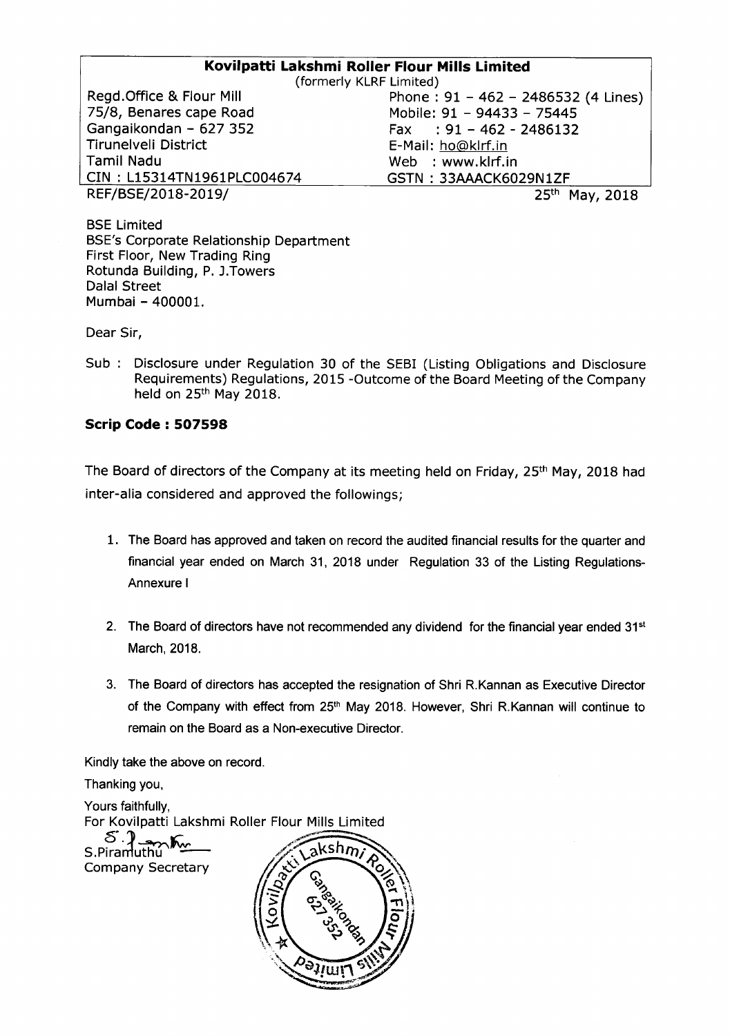# Kovilpatti Lakshmi Roller Flour Mills Limited

(formerly KLRF Limited)

| | |
|---|---|
| Regd.Office & Flour Mill | Phone : 91 – 462 – 2486532 (4 Lines) |
| 75/8, Benares cape Road | Mobile: 91 – 94433 – 75445 |
| Gangaikondan – 627 352 | Fax : 91 – 462 - 2486132 |
| Tirunelveli District | E-Mail: ho@klrf.in |
| Tamil Nadu | Web : www.klrf.in |
| CIN : L15314TN1961PLC004674 | GSTN : 33AAACK6029N1ZF |

REF/BSE/2018-2019/

25th May, 2018

BSE Limited
BSE's Corporate Relationship Department
First Floor, New Trading Ring
Rotunda Building, P. J.Towers
Dalal Street
Mumbai – 400001.

Dear Sir,

Sub : Disclosure under Regulation 30 of the SEBI (Listing Obligations and Disclosure Requirements) Regulations, 2015 -Outcome of the Board Meeting of the Company held on 25th May 2018.

**Scrip Code : 507598**

The Board of directors of the Company at its meeting held on Friday, 25th May, 2018 had inter-alia considered and approved the followings;

1. The Board has approved and taken on record the audited financial results for the quarter and financial year ended on March 31, 2018 under Regulation 33 of the Listing Regulations- Annexure I

2. The Board of directors have not recommended any dividend for the financial year ended 31st March, 2018.

3. The Board of directors has accepted the resignation of Shri R.Kannan as Executive Director of the Company with effect from 25th May 2018. However, Shri R.Kannan will continue to remain on the Board as a Non-executive Director.

Kindly take the above on record.

Thanking you,

Yours faithfully,
For Kovilpatti Lakshmi Roller Flour Mills Limited

S.Piramuthu
Company Secretary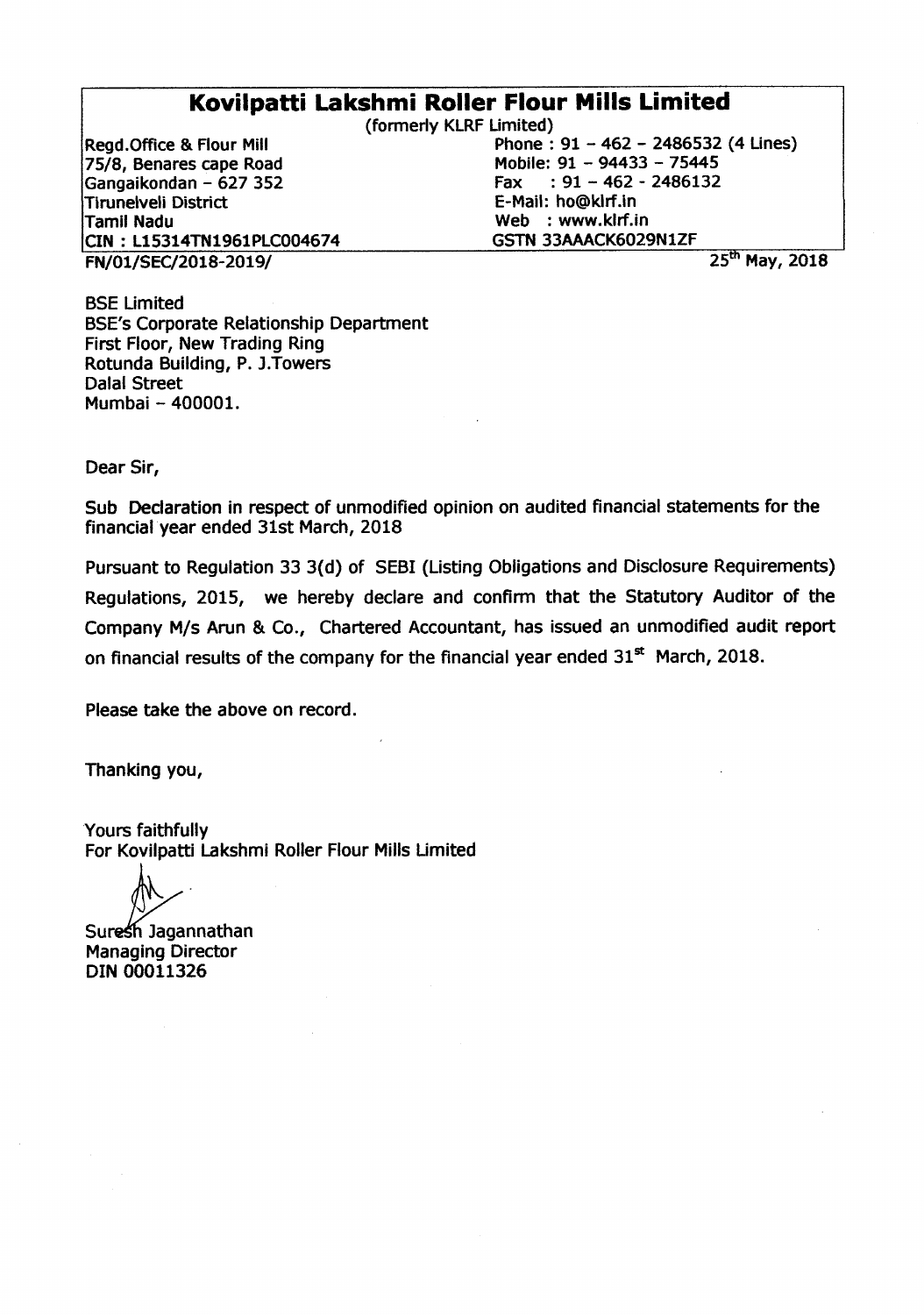# Kovilpatti Lakshmi Roller Flour Mills Limited

(formerly KLRF Limited)

Regd.Office & Flour Mill
75/8, Benares cape Road
Gangaikondan – 627 352
Tirunelveli District
Tamil Nadu
CIN : L15314TN1961PLC004674

Phone : 91 – 462 – 2486532 (4 Lines)
Mobile: 91 – 94433 – 75445
Fax : 91 – 462 - 2486132
E-Mail: ho@klrf.in
Web : www.klrf.in
GSTN 33AAACK6029N1ZF

FN/01/SEC/2018-2019/

25th May, 2018

BSE Limited
BSE's Corporate Relationship Department
First Floor, New Trading Ring
Rotunda Building, P. J.Towers
Dalal Street
Mumbai – 400001.

Dear Sir,

Sub Declaration in respect of unmodified opinion on audited financial statements for the financial year ended 31st March, 2018

Pursuant to Regulation 33 3(d) of SEBI (Listing Obligations and Disclosure Requirements) Regulations, 2015, we hereby declare and confirm that the Statutory Auditor of the Company M/s Arun & Co., Chartered Accountant, has issued an unmodified audit report on financial results of the company for the financial year ended 31st March, 2018.

Please take the above on record.

Thanking you,

Yours faithfully
For Kovilpatti Lakshmi Roller Flour Mills Limited

Suresh Jagannathan
Managing Director
DIN 00011326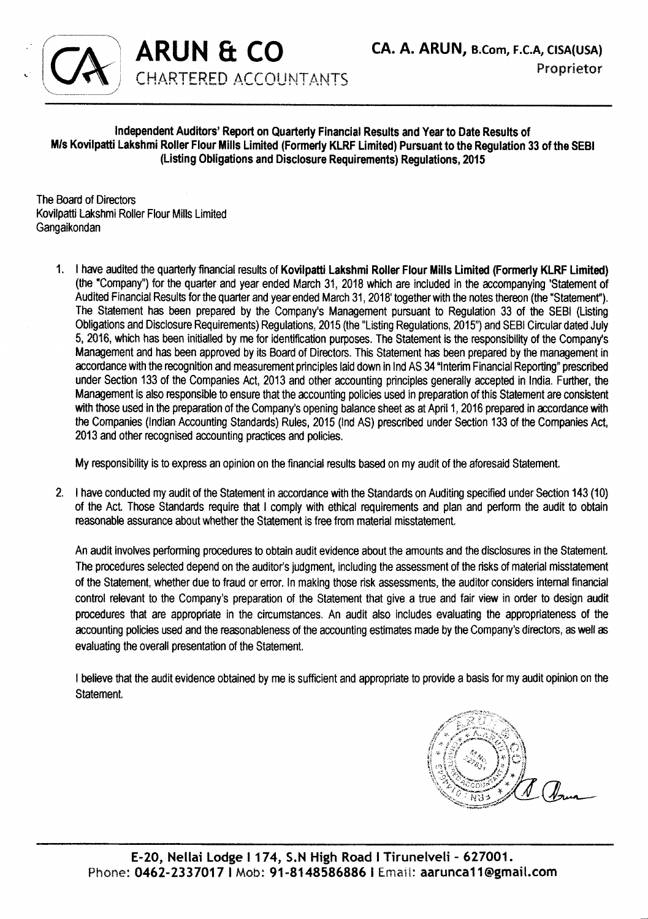# ARUN & CO
CHARTERED ACCOUNTANTS

**CA. A. ARUN, B.Com, F.C.A, CISA(USA)**
Proprietor

**Independent Auditors' Report on Quarterly Financial Results and Year to Date Results of M/s Kovilpatti Lakshmi Roller Flour Mills Limited (Formerly KLRF Limited) Pursuant to the Regulation 33 of the SEBI (Listing Obligations and Disclosure Requirements) Regulations, 2015**

The Board of Directors
Kovilpatti Lakshmi Roller Flour Mills Limited
Gangaikondan

1. I have audited the quarterly financial results of **Kovilpatti Lakshmi Roller Flour Mills Limited (Formerly KLRF Limited)** (the "Company") for the quarter and year ended March 31, 2018 which are included in the accompanying 'Statement of Audited Financial Results for the quarter and year ended March 31, 2018' together with the notes thereon (the "Statement"). The Statement has been prepared by the Company's Management pursuant to Regulation 33 of the SEBI (Listing Obligations and Disclosure Requirements) Regulations, 2015 (the "Listing Regulations, 2015") and SEBI Circular dated July 5, 2016, which has been initialled by me for identification purposes. The Statement is the responsibility of the Company's Management and has been approved by its Board of Directors. This Statement has been prepared by the management in accordance with the recognition and measurement principles laid down in Ind AS 34 "Interim Financial Reporting" prescribed under Section 133 of the Companies Act, 2013 and other accounting principles generally accepted in India. Further, the Management is also responsible to ensure that the accounting policies used in preparation of this Statement are consistent with those used in the preparation of the Company's opening balance sheet as at April 1, 2016 prepared in accordance with the Companies (Indian Accounting Standards) Rules, 2015 (Ind AS) prescribed under Section 133 of the Companies Act, 2013 and other recognised accounting practices and policies.

   My responsibility is to express an opinion on the financial results based on my audit of the aforesaid Statement.

2. I have conducted my audit of the Statement in accordance with the Standards on Auditing specified under Section 143 (10) of the Act. Those Standards require that I comply with ethical requirements and plan and perform the audit to obtain reasonable assurance about whether the Statement is free from material misstatement.

   An audit involves performing procedures to obtain audit evidence about the amounts and the disclosures in the Statement. The procedures selected depend on the auditor's judgment, including the assessment of the risks of material misstatement of the Statement, whether due to fraud or error. In making those risk assessments, the auditor considers internal financial control relevant to the Company's preparation of the Statement that give a true and fair view in order to design audit procedures that are appropriate in the circumstances. An audit also includes evaluating the appropriateness of the accounting policies used and the reasonableness of the accounting estimates made by the Company's directors, as well as evaluating the overall presentation of the Statement.

   I believe that the audit evidence obtained by me is sufficient and appropriate to provide a basis for my audit opinion on the Statement.

E-20, Nellai Lodge I 174, S.N High Road I Tirunelveli - 627001.
Phone: 0462-2337017 I Mob: 91-8148586886 I Email: aarunca11@gmail.com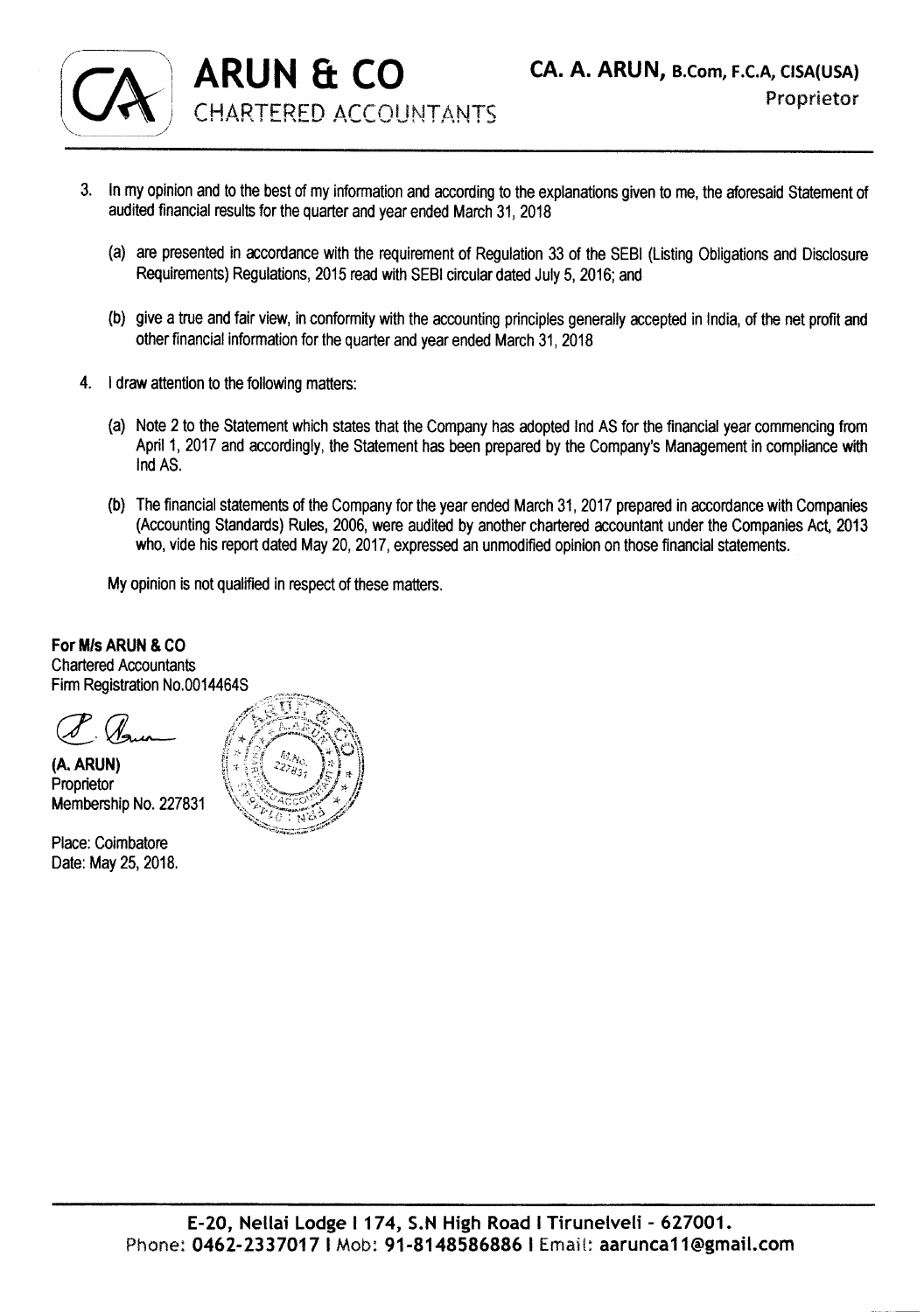3. In my opinion and to the best of my information and according to the explanations given to me, the aforesaid Statement of audited financial results for the quarter and year ended March 31, 2018

   (a) are presented in accordance with the requirement of Regulation 33 of the SEBI (Listing Obligations and Disclosure Requirements) Regulations, 2015 read with SEBI circular dated July 5, 2016; and

   (b) give a true and fair view, in conformity with the accounting principles generally accepted in India, of the net profit and other financial information for the quarter and year ended March 31, 2018

4. I draw attention to the following matters:

   (a) Note 2 to the Statement which states that the Company has adopted Ind AS for the financial year commencing from April 1, 2017 and accordingly, the Statement has been prepared by the Company's Management in compliance with Ind AS.

   (b) The financial statements of the Company for the year ended March 31, 2017 prepared in accordance with Companies (Accounting Standards) Rules, 2006, were audited by another chartered accountant under the Companies Act, 2013 who, vide his report dated May 20, 2017, expressed an unmodified opinion on those financial statements.

   My opinion is not qualified in respect of these matters.

**For M/s ARUN & CO**
Chartered Accountants
Firm Registration No.0014464S

**(A. ARUN)**
Proprietor
Membership No. 227831

Place: Coimbatore
Date: May 25, 2018.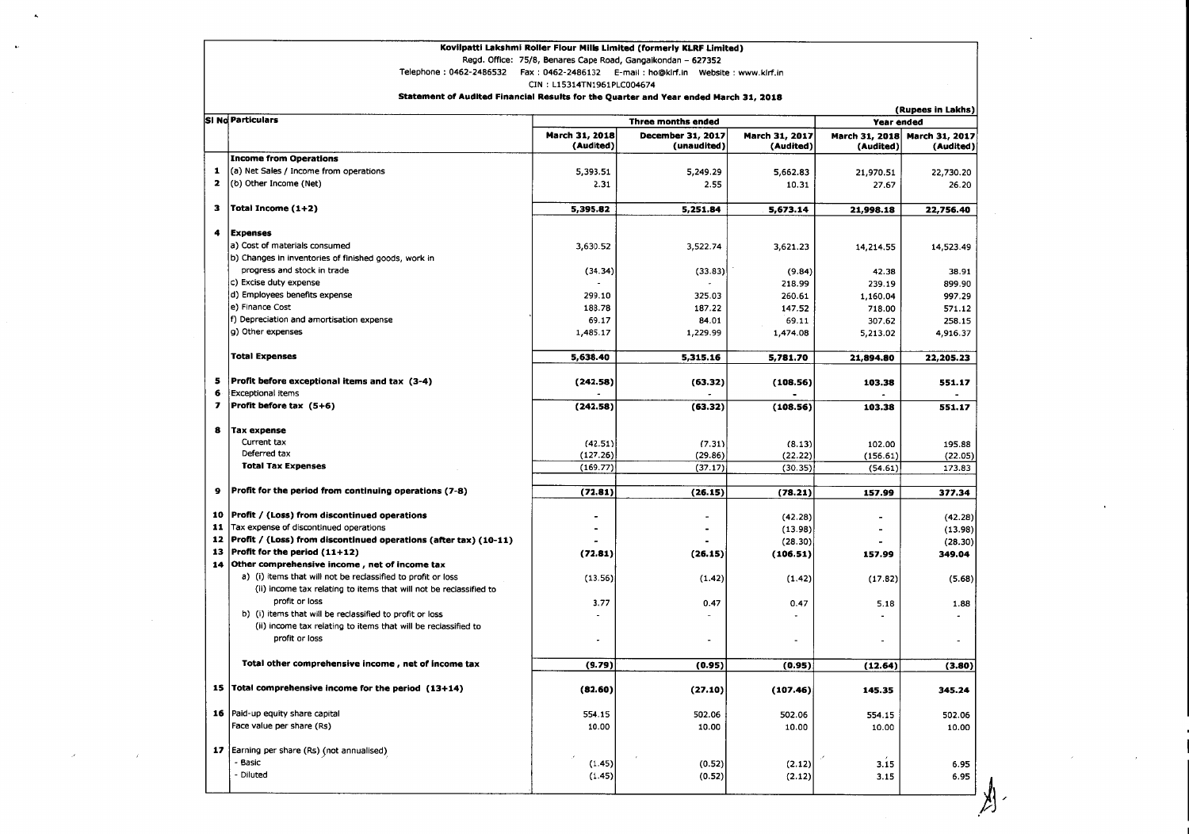**Kovilpatti Lakshmi Roller Flour Mills Limited (formerly KLRF Limited)**

Regd. Office: 75/8, Benares Cape Road, Gangaikondan – 627352

Telephone : 0462-2486532 Fax : 0462-2486132 E-mail : ho@klrf.in Website : www.klrf.in

CIN : L15314TN1961PLC004674

**Statement of Audited Financial Results for the Quarter and Year ended March 31, 2018**

(Rupees in Lakhs)

| Sl No | Particulars | Three months ended | | | Year ended | |
|---|---|---|---|---|---|---|
| | | March 31, 2018 (Audited) | December 31, 2017 (unaudited) | March 31, 2017 (Audited) | March 31, 2018 (Audited) | March 31, 2017 (Audited) |
| | **Income from Operations** | | | | | |
| 1 | (a) Net Sales / Income from operations | 5,393.51 | 5,249.29 | 5,662.83 | 21,970.51 | 22,730.20 |
| 2 | (b) Other Income (Net) | 2.31 | 2.55 | 10.31 | 27.67 | 26.20 |
| 3 | **Total Income (1+2)** | **5,395.82** | **5,251.84** | **5,673.14** | **21,998.18** | **22,756.40** |
| 4 | **Expenses** | | | | | |
| | a) Cost of materials consumed | 3,630.52 | 3,522.74 | 3,621.23 | 14,214.55 | 14,523.49 |
| | b) Changes in inventories of finished goods, work in progress and stock in trade | (34.34) | (33.83) | (9.84) | 42.38 | 38.91 |
| | c) Excise duty expense | - | - | 218.99 | 239.19 | 899.90 |
| | d) Employees benefits expense | 299.10 | 325.03 | 260.61 | 1,160.04 | 997.29 |
| | e) Finance Cost | 183.78 | 187.22 | 147.52 | 718.00 | 571.12 |
| | f) Depreciation and amortisation expense | 69.17 | 84.01 | 69.11 | 307.62 | 258.15 |
| | g) Other expenses | 1,485.17 | 1,229.99 | 1,474.08 | 5,213.02 | 4,916.37 |
| | **Total Expenses** | **5,638.40** | **5,315.16** | **5,781.70** | **21,894.80** | **22,205.23** |
| 5 | **Profit before exceptional items and tax (3-4)** | **(242.58)** | **(63.32)** | **(108.56)** | **103.38** | **551.17** |
| 6 | Exceptional items | - | - | - | - | - |
| 7 | **Profit before tax (5+6)** | **(242.58)** | **(63.32)** | **(108.56)** | **103.38** | **551.17** |
| 8 | **Tax expense** | | | | | |
| | Current tax | (42.51) | (7.31) | (8.13) | 102.00 | 195.88 |
| | Deferred tax | (127.26) | (29.86) | (22.22) | (156.61) | (22.05) |
| | **Total Tax Expenses** | (169.77) | (37.17) | (30.35) | (54.61) | 173.83 |
| 9 | **Profit for the period from continuing operations (7-8)** | **(72.81)** | **(26.15)** | **(78.21)** | **157.99** | **377.34** |
| 10 | **Profit / (Loss) from discontinued operations** | - | - | (42.28) | - | (42.28) |
| 11 | Tax expense of discontinued operations | - | - | (13.98) | - | (13.98) |
| 12 | **Profit / (Loss) from discontinued operations (after tax) (10-11)** | - | - | (28.30) | - | (28.30) |
| 13 | **Profit for the period (11+12)** | **(72.81)** | **(26.15)** | **(106.51)** | **157.99** | **349.04** |
| 14 | **Other comprehensive income , net of income tax** | | | | | |
| | a) (i) items that will not be reclassified to profit or loss | (13.56) | (1.42) | (1.42) | (17.82) | (5.68) |
| | (ii) income tax relating to items that will not be reclassified to profit or loss | 3.77 | 0.47 | 0.47 | 5.18 | 1.88 |
| | b) (i) items that will be reclassified to profit or loss | - | - | - | - | - |
| | (ii) income tax relating to items that will be reclassified to profit or loss | - | - | - | - | - |
| | **Total other comprehensive income , net of income tax** | **(9.79)** | **(0.95)** | **(0.95)** | **(12.64)** | **(3.80)** |
| 15 | **Total comprehensive income for the period (13+14)** | **(82.60)** | **(27.10)** | **(107.46)** | **145.35** | **345.24** |
| 16 | Paid-up equity share capital | 554.15 | 502.06 | 502.06 | 554.15 | 502.06 |
| | Face value per share (Rs) | 10.00 | 10.00 | 10.00 | 10.00 | 10.00 |
| 17 | Earning per share (Rs) (not annualised) | | | | | |
| | - Basic | (1.45) | (0.52) | (2.12) | 3.15 | 6.95 |
| | - Diluted | (1.45) | (0.52) | (2.12) | 3.15 | 6.95 |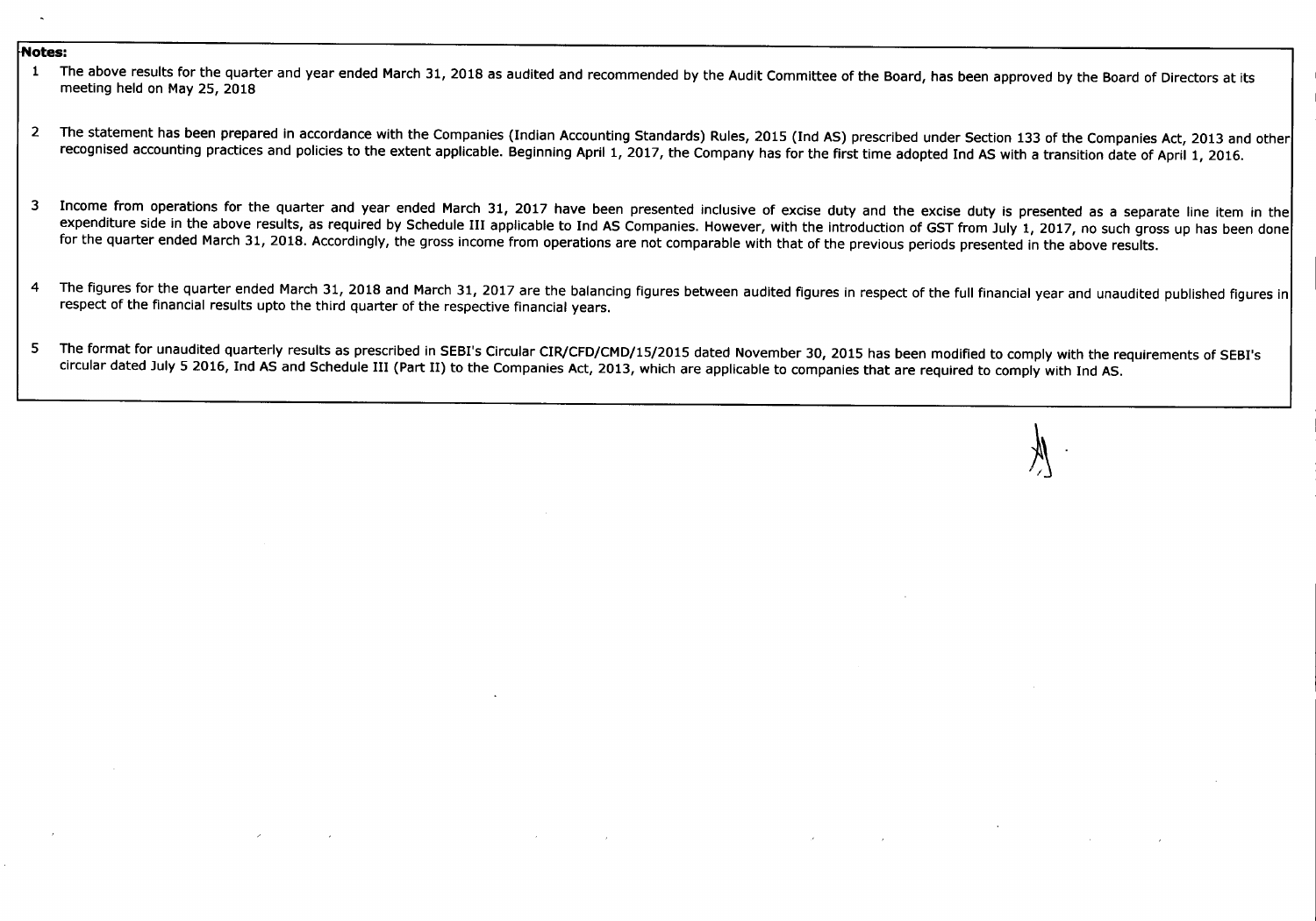**Notes:**

1. The above results for the quarter and year ended March 31, 2018 as audited and recommended by the Audit Committee of the Board, has been approved by the Board of Directors at its meeting held on May 25, 2018

2. The statement has been prepared in accordance with the Companies (Indian Accounting Standards) Rules, 2015 (Ind AS) prescribed under Section 133 of the Companies Act, 2013 and other recognised accounting practices and policies to the extent applicable. Beginning April 1, 2017, the Company has for the first time adopted Ind AS with a transition date of April 1, 2016.

3. Income from operations for the quarter and year ended March 31, 2017 have been presented inclusive of excise duty and the excise duty is presented as a separate line item in the expenditure side in the above results, as required by Schedule III applicable to Ind AS Companies. However, with the introduction of GST from July 1, 2017, no such gross up has been done for the quarter ended March 31, 2018. Accordingly, the gross income from operations are not comparable with that of the previous periods presented in the above results.

4. The figures for the quarter ended March 31, 2018 and March 31, 2017 are the balancing figures between audited figures in respect of the full financial year and unaudited published figures in respect of the financial results upto the third quarter of the respective financial years.

5. The format for unaudited quarterly results as prescribed in SEBI's Circular CIR/CFD/CMD/15/2015 dated November 30, 2015 has been modified to comply with the requirements of SEBI's circular dated July 5 2016, Ind AS and Schedule III (Part II) to the Companies Act, 2013, which are applicable to companies that are required to comply with Ind AS.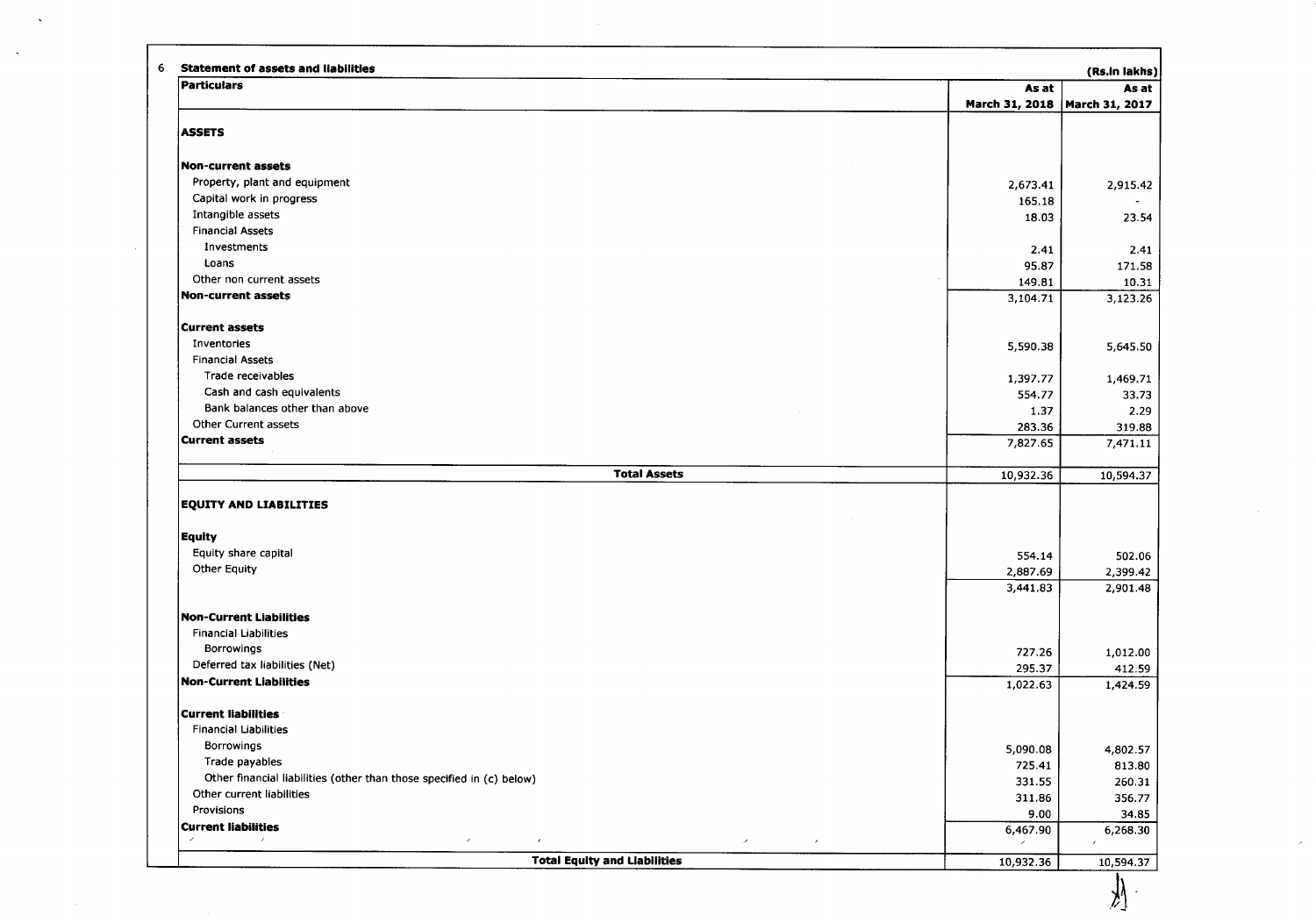6 **Statement of assets and liabilities**

(Rs.in lakhs)

| Particulars | As at March 31, 2018 | As at March 31, 2017 |
|---|---|---|
| **ASSETS** | | |
| **Non-current assets** | | |
| Property, plant and equipment | 2,673.41 | 2,915.42 |
| Capital work in progress | 165.18 | - |
| Intangible assets | 18.03 | 23.54 |
| Financial Assets | | |
| Investments | 2.41 | 2.41 |
| Loans | 95.87 | 171.58 |
| Other non current assets | 149.81 | 10.31 |
| **Non-current assets** | 3,104.71 | 3,123.26 |
| **Current assets** | | |
| Inventories | 5,590.38 | 5,645.50 |
| Financial Assets | | |
| Trade receivables | 1,397.77 | 1,469.71 |
| Cash and cash equivalents | 554.77 | 33.73 |
| Bank balances other than above | 1.37 | 2.29 |
| Other Current assets | 283.36 | 319.88 |
| **Current assets** | 7,827.65 | 7,471.11 |
| **Total Assets** | 10,932.36 | 10,594.37 |
| **EQUITY AND LIABILITIES** | | |
| **Equity** | | |
| Equity share capital | 554.14 | 502.06 |
| Other Equity | 2,887.69 | 2,399.42 |
| | 3,441.83 | 2,901.48 |
| **Non-Current Liabilities** | | |
| Financial Liabilities | | |
| Borrowings | 727.26 | 1,012.00 |
| Deferred tax liabilities (Net) | 295.37 | 412.59 |
| **Non-Current Liabilities** | 1,022.63 | 1,424.59 |
| **Current liabilities** | | |
| Financial Liabilities | | |
| Borrowings | 5,090.08 | 4,802.57 |
| Trade payables | 725.41 | 813.80 |
| Other financial liabilities (other than those specified in (c) below) | 331.55 | 260.31 |
| Other current liabilities | 311.86 | 356.77 |
| Provisions | 9.00 | 34.85 |
| **Current liabilities** | 6,467.90 | 6,268.30 |
| **Total Equity and Liabilities** | 10,932.36 | 10,594.37 |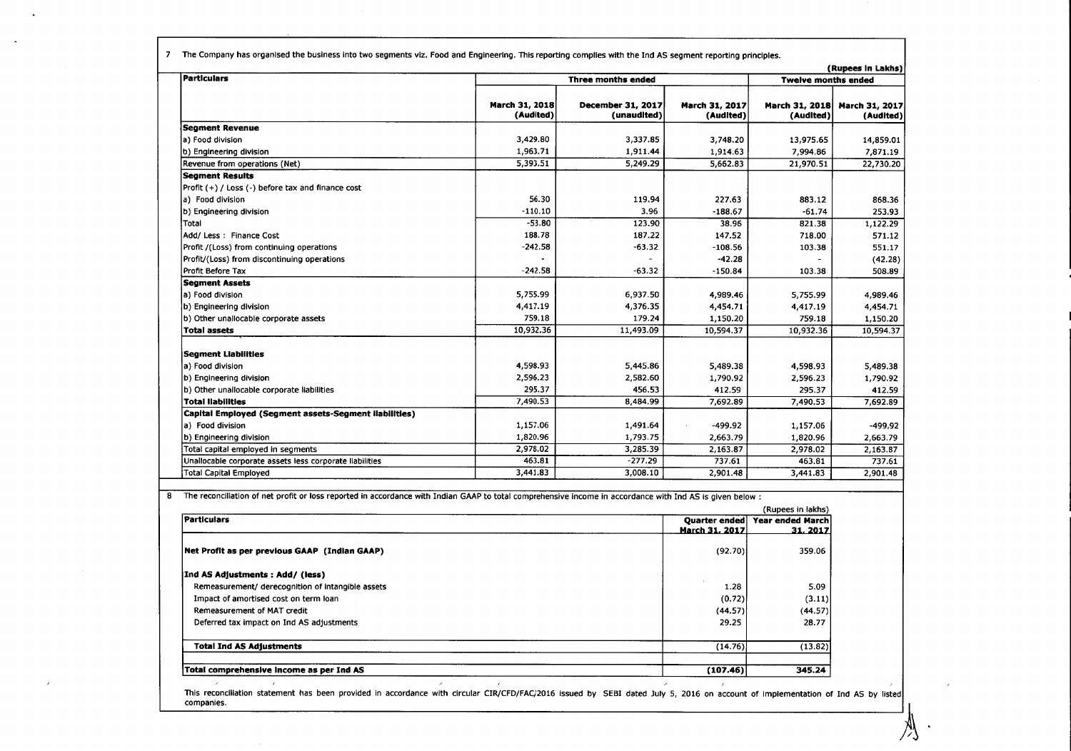7 The Company has organised the business into two segments viz. Food and Engineering. This reporting complies with the Ind AS segment reporting principles.

(Rupees in Lakhs)

| Particulars | Three months ended | | | Twelve months ended | |
|---|---|---|---|---|---|
| | March 31, 2018 (Audited) | December 31, 2017 (unaudited) | March 31, 2017 (Audited) | March 31, 2018 (Audited) | March 31, 2017 (Audited) |
| **Segment Revenue** | | | | | |
| a) Food division | 3,429.80 | 3,337.85 | 3,748.20 | 13,975.65 | 14,859.01 |
| b) Engineering division | 1,963.71 | 1,911.44 | 1,914.63 | 7,994.86 | 7,871.19 |
| Revenue from operations (Net) | 5,393.51 | 5,249.29 | 5,662.83 | 21,970.51 | 22,730.20 |
| **Segment Results** | | | | | |
| Profit (+) / Loss (-) before tax and finance cost | | | | | |
| a) Food division | 56.30 | 119.94 | 227.63 | 883.12 | 868.36 |
| b) Engineering division | -110.10 | 3.96 | -188.67 | -61.74 | 253.93 |
| Total | -53.80 | 123.90 | 38.96 | 821.38 | 1,122.29 |
| Add/ Less : Finance Cost | 188.78 | 187.22 | 147.52 | 718.00 | 571.12 |
| Profit /(Loss) from continuing operations | -242.58 | -63.32 | -108.56 | 103.38 | 551.17 |
| Profit/(Loss) from discontinuing operations | - | - | -42.28 | - | (42.28) |
| Profit Before Tax | -242.58 | -63.32 | -150.84 | 103.38 | 508.89 |
| **Segment Assets** | | | | | |
| a) Food division | 5,755.99 | 6,937.50 | 4,989.46 | 5,755.99 | 4,989.46 |
| b) Engineering division | 4,417.19 | 4,376.35 | 4,454.71 | 4,417.19 | 4,454.71 |
| b) Other unallocable corporate assets | 759.18 | 179.24 | 1,150.20 | 759.18 | 1,150.20 |
| **Total assets** | 10,932.36 | 11,493.09 | 10,594.37 | 10,932.36 | 10,594.37 |
| **Segment Liabilities** | | | | | |
| a) Food division | 4,598.93 | 5,445.86 | 5,489.38 | 4,598.93 | 5,489.38 |
| b) Engineering division | 2,596.23 | 2,582.60 | 1,790.92 | 2,596.23 | 1,790.92 |
| b) Other unallocable corporate liabilities | 295.37 | 456.53 | 412.59 | 295.37 | 412.59 |
| **Total liabilities** | 7,490.53 | 8,484.99 | 7,692.89 | 7,490.53 | 7,692.89 |
| **Capital Employed (Segment assets-Segment liabilities)** | | | | | |
| a) Food division | 1,157.06 | 1,491.64 | -499.92 | 1,157.06 | -499.92 |
| b) Engineering division | 1,820.96 | 1,793.75 | 2,663.79 | 1,820.96 | 2,663.79 |
| Total capital employed in segments | 2,978.02 | 3,285.39 | 2,163.87 | 2,978.02 | 2,163.87 |
| Unallocable corporate assets less corporate liabilities | 463.81 | -277.29 | 737.61 | 463.81 | 737.61 |
| Total Capital Employed | 3,441.83 | 3,008.10 | 2,901.48 | 3,441.83 | 2,901.48 |

8 The reconciliation of net profit or loss reported in accordance with Indian GAAP to total comprehensive income in accordance with Ind AS is given below :

(Rupees in lakhs)

| Particulars | Quarter ended March 31, 2017 | Year ended March 31, 2017 |
|---|---|---|
| **Net Profit as per previous GAAP (Indian GAAP)** | (92.70) | 359.06 |
| **Ind AS Adjustments : Add/ (less)** | | |
| Remeasurement/ derecognition of intangible assets | 1.28 | 5.09 |
| Impact of amortised cost on term loan | (0.72) | (3.11) |
| Remeasurement of MAT credit | (44.57) | (44.57) |
| Deferred tax impact on Ind AS adjustments | 29.25 | 28.77 |
| **Total Ind AS Adjustments** | (14.76) | (13.82) |
| **Total comprehensive income as per Ind AS** | **(107.46)** | **345.24** |

This reconciliation statement has been provided in accordance with circular CIR/CFD/FAC/2016 issued by SEBI dated July 5, 2016 on account of implementation of Ind AS by listed companies.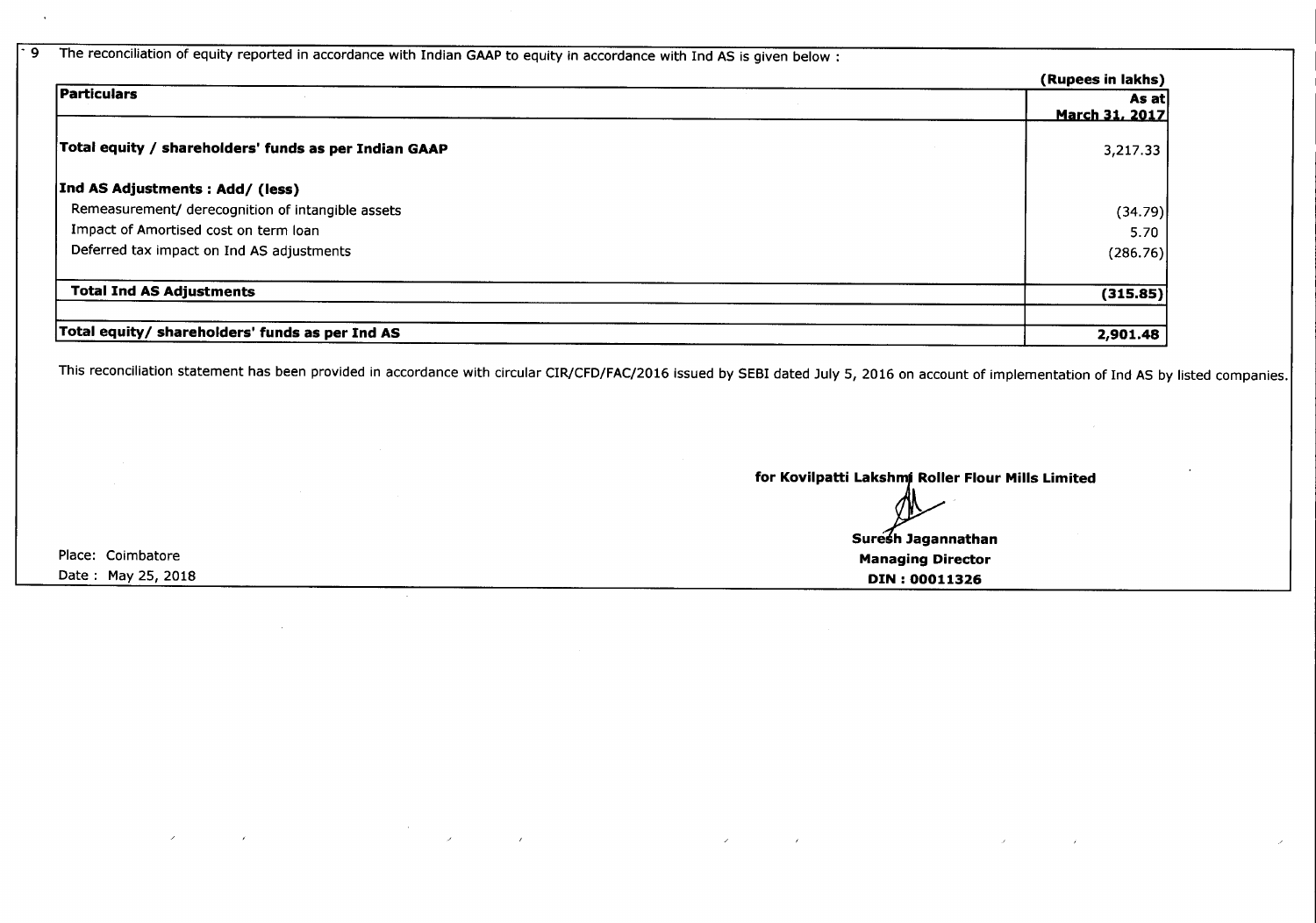9 The reconciliation of equity reported in accordance with Indian GAAP to equity in accordance with Ind AS is given below :

(Rupees in lakhs)

| Particulars | As at March 31, 2017 |
|---|---|
| **Total equity / shareholders' funds as per Indian GAAP** | 3,217.33 |
| **Ind AS Adjustments : Add/ (less)** | |
| Remeasurement/ derecognition of intangible assets | (34.79) |
| Impact of Amortised cost on term loan | 5.70 |
| Deferred tax impact on Ind AS adjustments | (286.76) |
| **Total Ind AS Adjustments** | **(315.85)** |
| **Total equity/ shareholders' funds as per Ind AS** | **2,901.48** |

This reconciliation statement has been provided in accordance with circular CIR/CFD/FAC/2016 issued by SEBI dated July 5, 2016 on account of implementation of Ind AS by listed companies.

**for Kovilpatti Lakshmi Roller Flour Mills Limited**

**Suresh Jagannathan**
**Managing Director**
**DIN : 00011326**

Place: Coimbatore
Date : May 25, 2018